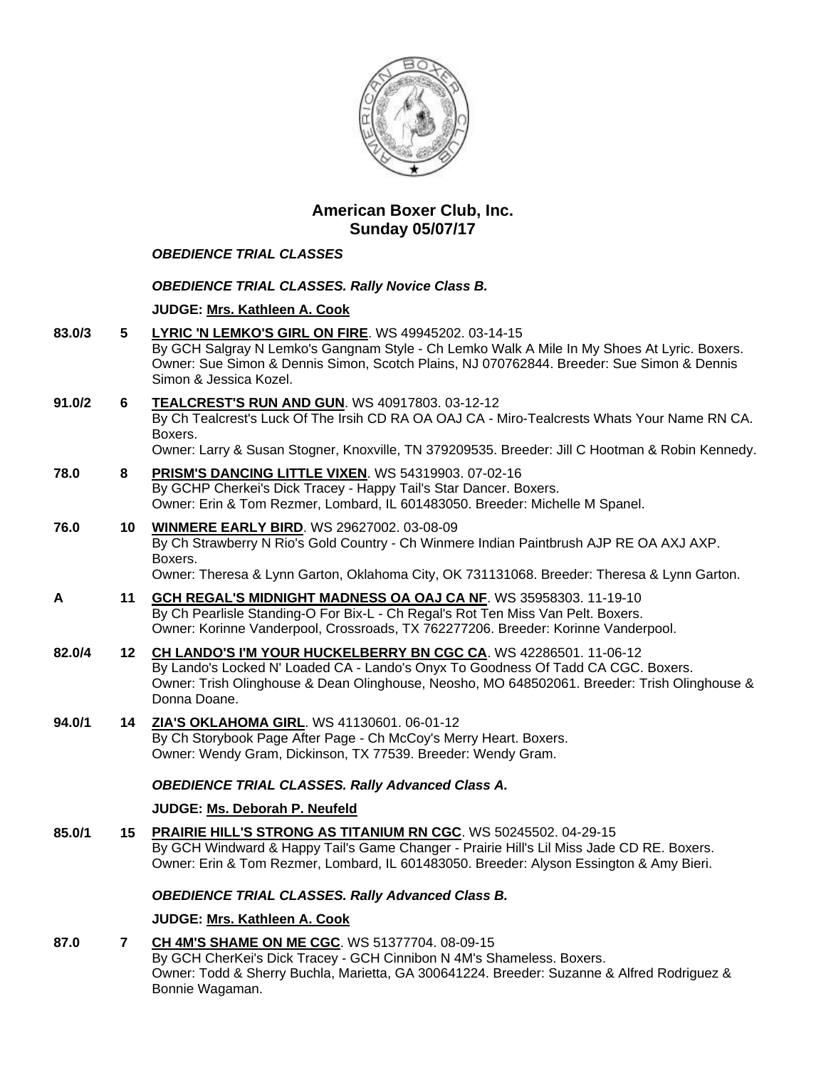# American Boxer Club, Inc.
## Sunday 05/07/17

***OBEDIENCE TRIAL CLASSES***

***OBEDIENCE TRIAL CLASSES. Rally Novice Class B.***

**JUDGE: Mrs. Kathleen A. Cook**

**83.0/3** **5** **LYRIC 'N LEMKO'S GIRL ON FIRE**. WS 49945202. 03-14-15
By GCH Salgray N Lemko's Gangnam Style - Ch Lemko Walk A Mile In My Shoes At Lyric. Boxers.
Owner: Sue Simon & Dennis Simon, Scotch Plains, NJ 070762844. Breeder: Sue Simon & Dennis Simon & Jessica Kozel.

**91.0/2** **6** **TEALCREST'S RUN AND GUN**. WS 40917803. 03-12-12
By Ch Tealcrest's Luck Of The Irsih CD RA OA OAJ CA - Miro-Tealcrests Whats Your Name RN CA. Boxers.
Owner: Larry & Susan Stogner, Knoxville, TN 379209535. Breeder: Jill C Hootman & Robin Kennedy.

**78.0** **8** **PRISM'S DANCING LITTLE VIXEN**. WS 54319903. 07-02-16
By GCHP Cherkei's Dick Tracey - Happy Tail's Star Dancer. Boxers.
Owner: Erin & Tom Rezmer, Lombard, IL 601483050. Breeder: Michelle M Spanel.

**76.0** **10** **WINMERE EARLY BIRD**. WS 29627002. 03-08-09
By Ch Strawberry N Rio's Gold Country - Ch Winmere Indian Paintbrush AJP RE OA AXJ AXP. Boxers.
Owner: Theresa & Lynn Garton, Oklahoma City, OK 731131068. Breeder: Theresa & Lynn Garton.

**A** **11** **GCH REGAL'S MIDNIGHT MADNESS OA OAJ CA NF**. WS 35958303. 11-19-10
By Ch Pearlisle Standing-O For Bix-L - Ch Regal's Rot Ten Miss Van Pelt. Boxers.
Owner: Korinne Vanderpool, Crossroads, TX 762277206. Breeder: Korinne Vanderpool.

**82.0/4** **12** **CH LANDO'S I'M YOUR HUCKELBERRY BN CGC CA**. WS 42286501. 11-06-12
By Lando's Locked N' Loaded CA - Lando's Onyx To Goodness Of Tadd CA CGC. Boxers.
Owner: Trish Olinghouse & Dean Olinghouse, Neosho, MO 648502061. Breeder: Trish Olinghouse & Donna Doane.

**94.0/1** **14** **ZIA'S OKLAHOMA GIRL**. WS 41130601. 06-01-12
By Ch Storybook Page After Page - Ch McCoy's Merry Heart. Boxers.
Owner: Wendy Gram, Dickinson, TX 77539. Breeder: Wendy Gram.

***OBEDIENCE TRIAL CLASSES. Rally Advanced Class A.***

**JUDGE: Ms. Deborah P. Neufeld**

**85.0/1** **15** **PRAIRIE HILL'S STRONG AS TITANIUM RN CGC**. WS 50245502. 04-29-15
By GCH Windward & Happy Tail's Game Changer - Prairie Hill's Lil Miss Jade CD RE. Boxers.
Owner: Erin & Tom Rezmer, Lombard, IL 601483050. Breeder: Alyson Essington & Amy Bieri.

***OBEDIENCE TRIAL CLASSES. Rally Advanced Class B.***

**JUDGE: Mrs. Kathleen A. Cook**

**87.0** **7** **CH 4M'S SHAME ON ME CGC**. WS 51377704. 08-09-15
By GCH CherKei's Dick Tracey - GCH Cinnibon N 4M's Shameless. Boxers.
Owner: Todd & Sherry Buchla, Marietta, GA 300641224. Breeder: Suzanne & Alfred Rodriguez & Bonnie Wagaman.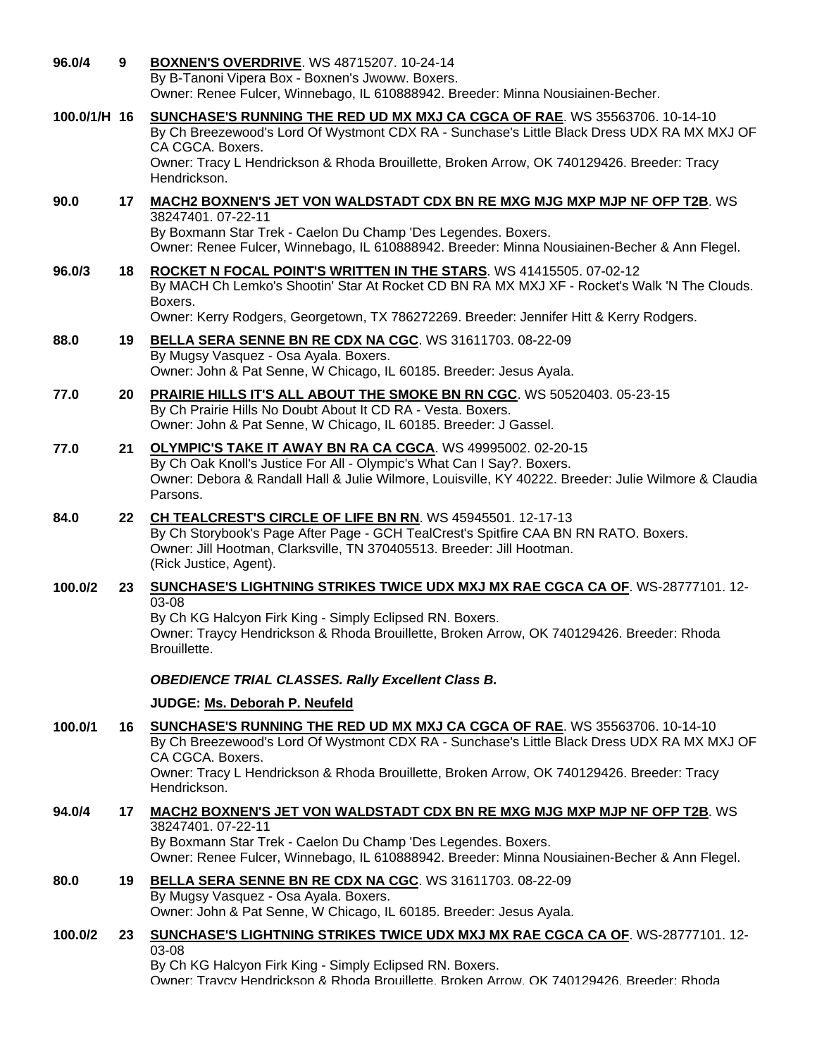**96.0/4** **9** **BOXNEN'S OVERDRIVE**. WS 48715207. 10-24-14
By B-Tanoni Vipera Box - Boxnen's Jwoww. Boxers.
Owner: Renee Fulcer, Winnebago, IL 610888942. Breeder: Minna Nousiainen-Becher.

**100.0/1/H** **16** **SUNCHASE'S RUNNING THE RED UD MX MXJ CA CGCA OF RAE**. WS 35563706. 10-14-10
By Ch Breezewood's Lord Of Wystmont CDX RA - Sunchase's Little Black Dress UDX RA MX MXJ OF CA CGCA. Boxers.
Owner: Tracy L Hendrickson & Rhoda Brouillette, Broken Arrow, OK 740129426. Breeder: Tracy Hendrickson.

**90.0** **17** **MACH2 BOXNEN'S JET VON WALDSTADT CDX BN RE MXG MJG MXP MJP NF OFP T2B**. WS 38247401. 07-22-11
By Boxmann Star Trek - Caelon Du Champ 'Des Legendes. Boxers.
Owner: Renee Fulcer, Winnebago, IL 610888942. Breeder: Minna Nousiainen-Becher & Ann Flegel.

**96.0/3** **18** **ROCKET N FOCAL POINT'S WRITTEN IN THE STARS**. WS 41415505. 07-02-12
By MACH Ch Lemko's Shootin' Star At Rocket CD BN RA MX MXJ XF - Rocket's Walk 'N The Clouds. Boxers.
Owner: Kerry Rodgers, Georgetown, TX 786272269. Breeder: Jennifer Hitt & Kerry Rodgers.

**88.0** **19** **BELLA SERA SENNE BN RE CDX NA CGC**. WS 31611703. 08-22-09
By Mugsy Vasquez - Osa Ayala. Boxers.
Owner: John & Pat Senne, W Chicago, IL 60185. Breeder: Jesus Ayala.

**77.0** **20** **PRAIRIE HILLS IT'S ALL ABOUT THE SMOKE BN RN CGC**. WS 50520403. 05-23-15
By Ch Prairie Hills No Doubt About It CD RA - Vesta. Boxers.
Owner: John & Pat Senne, W Chicago, IL 60185. Breeder: J Gassel.

**77.0** **21** **OLYMPIC'S TAKE IT AWAY BN RA CA CGCA**. WS 49995002. 02-20-15
By Ch Oak Knoll's Justice For All - Olympic's What Can I Say?. Boxers.
Owner: Debora & Randall Hall & Julie Wilmore, Louisville, KY 40222. Breeder: Julie Wilmore & Claudia Parsons.

**84.0** **22** **CH TEALCREST'S CIRCLE OF LIFE BN RN**. WS 45945501. 12-17-13
By Ch Storybook's Page After Page - GCH TealCrest's Spitfire CAA BN RN RATO. Boxers.
Owner: Jill Hootman, Clarksville, TN 370405513. Breeder: Jill Hootman.
(Rick Justice, Agent).

**100.0/2** **23** **SUNCHASE'S LIGHTNING STRIKES TWICE UDX MXJ MX RAE CGCA CA OF**. WS-28777101. 12-03-08
By Ch KG Halcyon Firk King - Simply Eclipsed RN. Boxers.
Owner: Traycy Hendrickson & Rhoda Brouillette, Broken Arrow, OK 740129426. Breeder: Rhoda Brouillette.

***OBEDIENCE TRIAL CLASSES. Rally Excellent Class B.***

**JUDGE: Ms. Deborah P. Neufeld**

**100.0/1** **16** **SUNCHASE'S RUNNING THE RED UD MX MXJ CA CGCA OF RAE**. WS 35563706. 10-14-10
By Ch Breezewood's Lord Of Wystmont CDX RA - Sunchase's Little Black Dress UDX RA MX MXJ OF CA CGCA. Boxers.
Owner: Tracy L Hendrickson & Rhoda Brouillette, Broken Arrow, OK 740129426. Breeder: Tracy Hendrickson.

**94.0/4** **17** **MACH2 BOXNEN'S JET VON WALDSTADT CDX BN RE MXG MJG MXP MJP NF OFP T2B**. WS 38247401. 07-22-11
By Boxmann Star Trek - Caelon Du Champ 'Des Legendes. Boxers.
Owner: Renee Fulcer, Winnebago, IL 610888942. Breeder: Minna Nousiainen-Becher & Ann Flegel.

**80.0** **19** **BELLA SERA SENNE BN RE CDX NA CGC**. WS 31611703. 08-22-09
By Mugsy Vasquez - Osa Ayala. Boxers.
Owner: John & Pat Senne, W Chicago, IL 60185. Breeder: Jesus Ayala.

**100.0/2** **23** **SUNCHASE'S LIGHTNING STRIKES TWICE UDX MXJ MX RAE CGCA CA OF**. WS-28777101. 12-03-08
By Ch KG Halcyon Firk King - Simply Eclipsed RN. Boxers.
Owner: Traycy Hendrickson & Rhoda Brouillette, Broken Arrow, OK 740129426. Breeder: Rhoda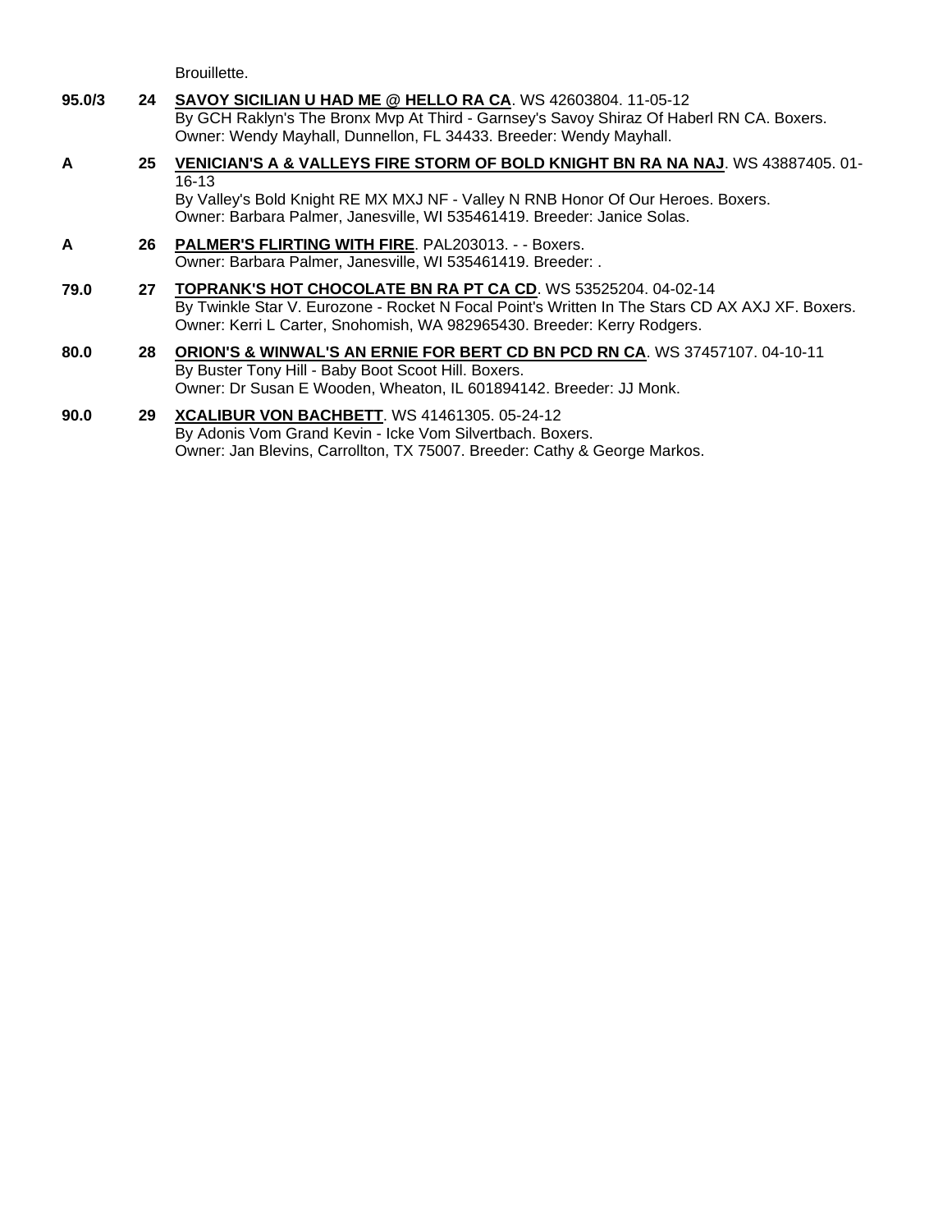Brouillette.

**95.0/3** **24** **SAVOY SICILIAN U HAD ME @ HELLO RA CA**. WS 42603804. 11-05-12
By GCH Raklyn's The Bronx Mvp At Third - Garnsey's Savoy Shiraz Of Haberl RN CA. Boxers.
Owner: Wendy Mayhall, Dunnellon, FL 34433. Breeder: Wendy Mayhall.

**A** **25** **VENICIAN'S A & VALLEYS FIRE STORM OF BOLD KNIGHT BN RA NA NAJ**. WS 43887405. 01-16-13
By Valley's Bold Knight RE MX MXJ NF - Valley N RNB Honor Of Our Heroes. Boxers.
Owner: Barbara Palmer, Janesville, WI 535461419. Breeder: Janice Solas.

**A** **26** **PALMER'S FLIRTING WITH FIRE**. PAL203013. - - Boxers.
Owner: Barbara Palmer, Janesville, WI 535461419. Breeder: .

**79.0** **27** **TOPRANK'S HOT CHOCOLATE BN RA PT CA CD**. WS 53525204. 04-02-14
By Twinkle Star V. Eurozone - Rocket N Focal Point's Written In The Stars CD AX AXJ XF. Boxers.
Owner: Kerri L Carter, Snohomish, WA 982965430. Breeder: Kerry Rodgers.

**80.0** **28** **ORION'S & WINWAL'S AN ERNIE FOR BERT CD BN PCD RN CA**. WS 37457107. 04-10-11
By Buster Tony Hill - Baby Boot Scoot Hill. Boxers.
Owner: Dr Susan E Wooden, Wheaton, IL 601894142. Breeder: JJ Monk.

**90.0** **29** **XCALIBUR VON BACHBETT**. WS 41461305. 05-24-12
By Adonis Vom Grand Kevin - Icke Vom Silvertbach. Boxers.
Owner: Jan Blevins, Carrollton, TX 75007. Breeder: Cathy & George Markos.